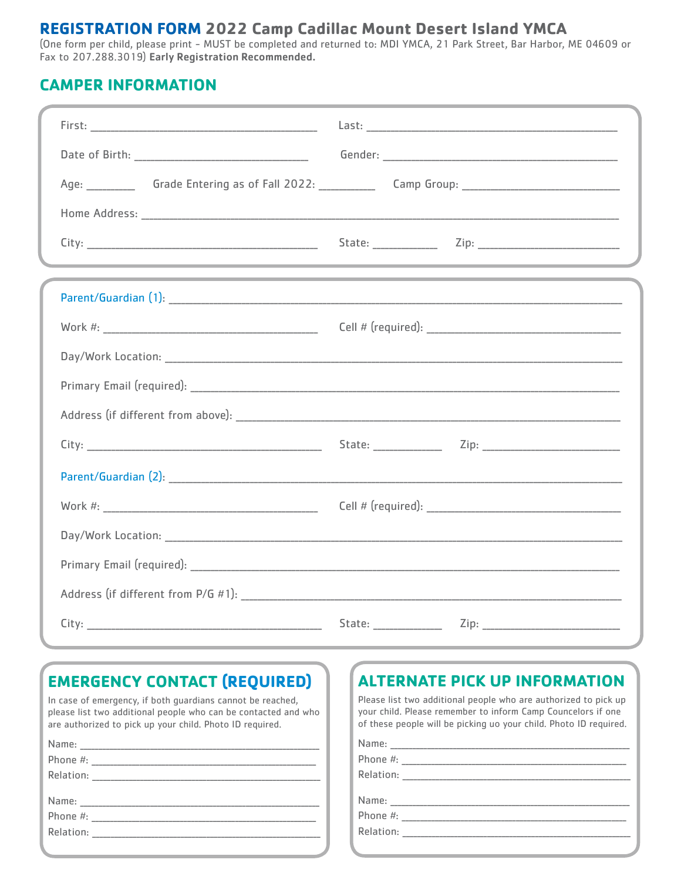# REGISTRATION FORM 2022 Camp Cadillac Mount Desert Island YMCA

(One form per child, please print - MUST be completed and returned to: MDI YMCA, 21 Park Street, Bar Harbor, ME 04609 or Fax to 207.288.3019) **Early Registration Recommended.**

## CAMPER INFORMATION

First: ______________________ Last: ______________________

Date of Birth: ______________________ Gender: ______________________

Age: ________ Grade Entering as of Fall 2022: __________ Camp Group: ______________________

Home Address: ______________________________________________

City: ______________________ State: __________ Zip: ______________________

Parent/Guardian (1): ______________________________________________

Work #: ______________________ Cell # (required): ______________________

Day/Work Location: ______________________________________________

Primary Email (required): ______________________________________________

Address (if different from above): ______________________________________________

City: ______________________ State: __________ Zip: ______________________

Parent/Guardian (2): ______________________________________________

Work #: ______________________ Cell # (required): ______________________

Day/Work Location: ______________________________________________

Primary Email (required): ______________________________________________

Address (if different from P/G #1): ______________________________________________

City: ______________________ State: __________ Zip: ______________________

## EMERGENCY CONTACT (REQUIRED)

In case of emergency, if both guardians cannot be reached, please list two additional people who can be contacted and who are authorized to pick up your child. Photo ID required.

Name: ______________________

Phone #: ______________________

Relation: ______________________

Name: ______________________

Phone #: ______________________

Relation: ______________________

## ALTERNATE PICK UP INFORMATION

Please list two additional people who are authorized to pick up your child. Please remember to inform Camp Councelors if one of these people will be picking uo your child. Photo ID required.

Name: ______________________

Phone #: ______________________

Relation: ______________________

Name: ______________________

Phone #: ______________________

Relation: ______________________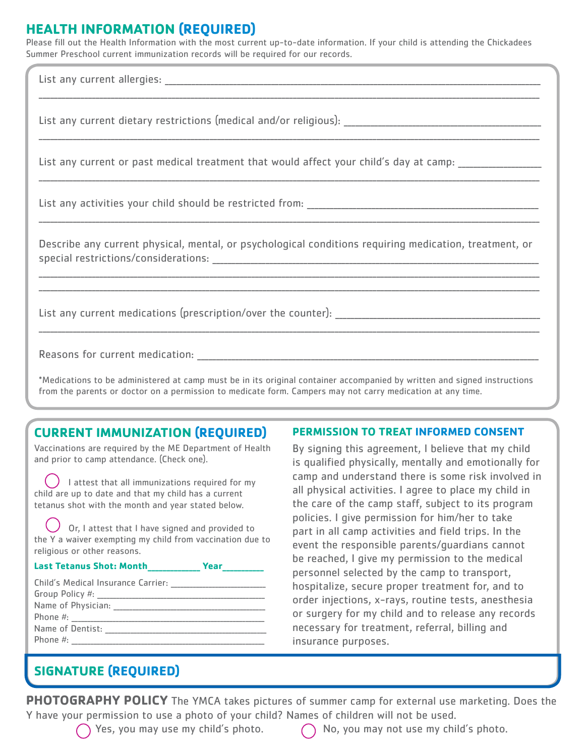## HEALTH INFORMATION (REQUIRED)

Please fill out the Health Information with the most current up-to-date information. If your child is attending the Chickadees Summer Preschool current immunization records will be required for our records.

List any current allergies: ___________________________________________________________________________

_____________________________________________________________________________________________

List any current dietary restrictions (medical and/or religious): ____________________________________

_____________________________________________________________________________________________

List any current or past medical treatment that would affect your child's day at camp: _______________

_____________________________________________________________________________________________

List any activities your child should be restricted from: ___________________________________________

_____________________________________________________________________________________________

Describe any current physical, mental, or psychological conditions requiring medication, treatment, or special restrictions/considerations: ________________________________________________________________

_____________________________________________________________________________________________

_____________________________________________________________________________________________

List any current medications (prescription/over the counter): ______________________________________

_____________________________________________________________________________________________

Reasons for current medication: _______________________________________________________________

*Medications to be administered at camp must be in its original container accompanied by written and signed instructions from the parents or doctor on a permission to medicate form. Campers may not carry medication at any time.

## CURRENT IMMUNIZATION (REQUIRED)

Vaccinations are required by the ME Department of Health and prior to camp attendance. (Check one).

◯ I attest that all immunizations required for my child are up to date and that my child has a current tetanus shot with the month and year stated below.

◯ Or, I attest that I have signed and provided to the Y a waiver exempting my child from vaccination due to religious or other reasons.

**Last Tetanus Shot: Month___________ Year_________**

Child's Medical Insurance Carrier: ____________________

Group Policy #: __________________________________

Name of Physician: ________________________________

Phone #: _______________________________________

Name of Dentist: _________________________________

Phone #: _______________________________________

### PERMISSION TO TREAT INFORMED CONSENT

By signing this agreement, I believe that my child is qualified physically, mentally and emotionally for camp and understand there is some risk involved in all physical activities. I agree to place my child in the care of the camp staff, subject to its program policies. I give permission for him/her to take part in all camp activities and field trips. In the event the responsible parents/guardians cannot be reached, I give my permission to the medical personnel selected by the camp to transport, hospitalize, secure proper treatment for, and to order injections, x-rays, routine tests, anesthesia or surgery for my child and to release any records necessary for treatment, referral, billing and insurance purposes.

## SIGNATURE (REQUIRED)

**PHOTOGRAPHY POLICY** The YMCA takes pictures of summer camp for external use marketing. Does the Y have your permission to use a photo of your child? Names of children will not be used.

◯ Yes, you may use my child's photo. ◯ No, you may not use my child's photo.